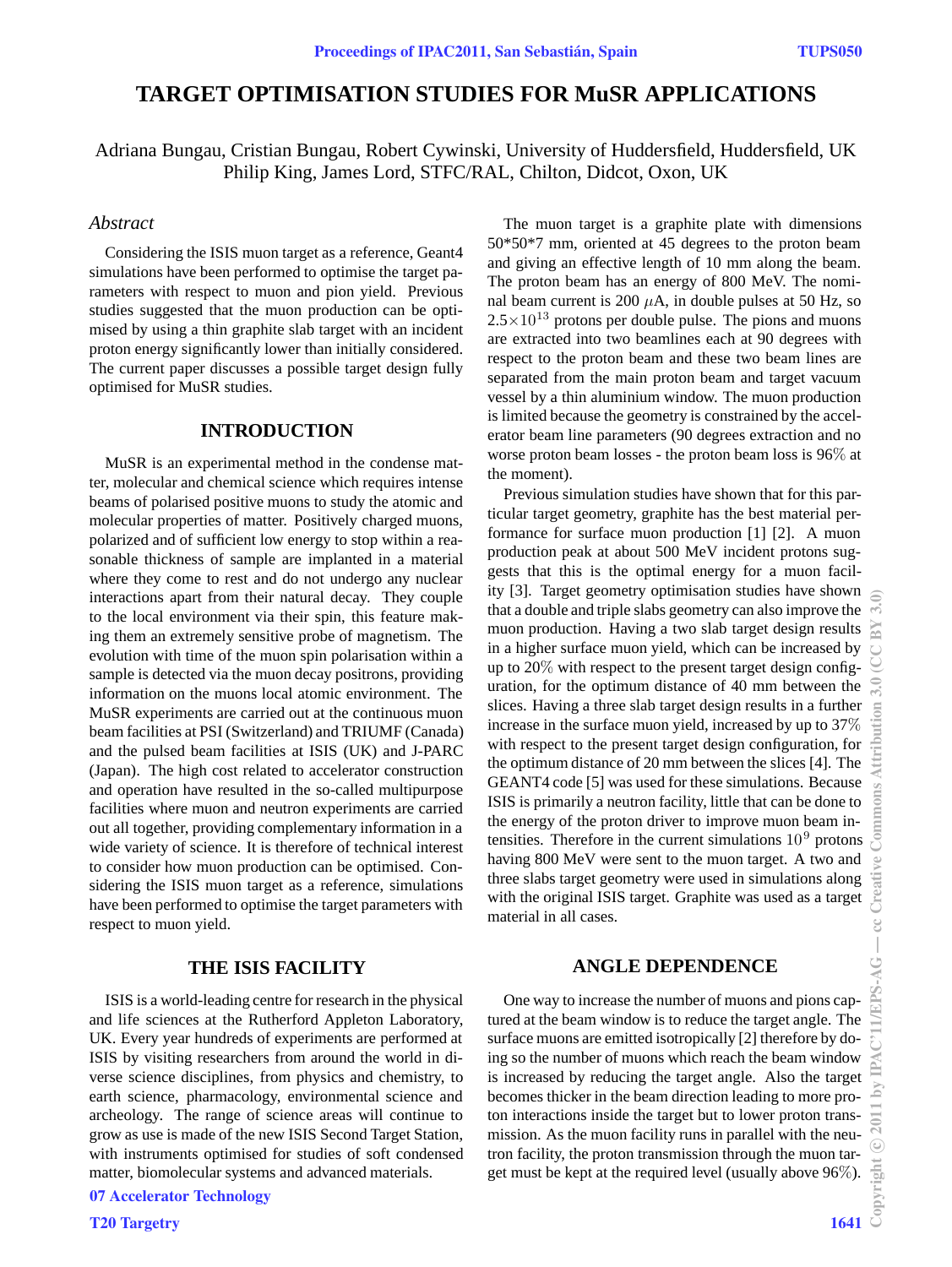# TARGET OPTIMISATION STUDIES FOR MuSR APPLICATIONS

Adriana Bungau, Cristian Bungau, Robert Cywinski, University of Huddersfield, Huddersfield, UK
Philip King, James Lord, STFC/RAL, Chilton, Didcot, Oxon, UK

*Abstract*

Considering the ISIS muon target as a reference, Geant4 simulations have been performed to optimise the target parameters with respect to muon and pion yield. Previous studies suggested that the muon production can be optimised by using a thin graphite slab target with an incident proton energy significantly lower than initially considered. The current paper discusses a possible target design fully optimised for MuSR studies.

## INTRODUCTION

MuSR is an experimental method in the condense matter, molecular and chemical science which requires intense beams of polarised positive muons to study the atomic and molecular properties of matter. Positively charged muons, polarized and of sufficient low energy to stop within a reasonable thickness of sample are implanted in a material where they come to rest and do not undergo any nuclear interactions apart from their natural decay. They couple to the local environment via their spin, this feature making them an extremely sensitive probe of magnetism. The evolution with time of the muon spin polarisation within a sample is detected via the muon decay positrons, providing information on the muons local atomic environment. The MuSR experiments are carried out at the continuous muon beam facilities at PSI (Switzerland) and TRIUMF (Canada) and the pulsed beam facilities at ISIS (UK) and J-PARC (Japan). The high cost related to accelerator construction and operation have resulted in the so-called multipurpose facilities where muon and neutron experiments are carried out all together, providing complementary information in a wide variety of science. It is therefore of technical interest to consider how muon production can be optimised. Considering the ISIS muon target as a reference, simulations have been performed to optimise the target parameters with respect to muon yield.

## THE ISIS FACILITY

ISIS is a world-leading centre for research in the physical and life sciences at the Rutherford Appleton Laboratory, UK. Every year hundreds of experiments are performed at ISIS by visiting researchers from around the world in diverse science disciplines, from physics and chemistry, to earth science, pharmacology, environmental science and archeology. The range of science areas will continue to grow as use is made of the new ISIS Second Target Station, with instruments optimised for studies of soft condensed matter, biomolecular systems and advanced materials.

The muon target is a graphite plate with dimensions 50*50*7 mm, oriented at 45 degrees to the proton beam and giving an effective length of 10 mm along the beam. The proton beam has an energy of 800 MeV. The nominal beam current is 200 $\mu$A, in double pulses at 50 Hz, so $2.5\times10^{13}$ protons per double pulse. The pions and muons are extracted into two beamlines each at 90 degrees with respect to the proton beam and these two beam lines are separated from the main proton beam and target vacuum vessel by a thin aluminium window. The muon production is limited because the geometry is constrained by the accelerator beam line parameters (90 degrees extraction and no worse proton beam losses - the proton beam loss is 96% at the moment).

Previous simulation studies have shown that for this particular target geometry, graphite has the best material performance for surface muon production [1] [2]. A muon production peak at about 500 MeV incident protons suggests that this is the optimal energy for a muon facility [3]. Target geometry optimisation studies have shown that a double and triple slabs geometry can also improve the muon production. Having a two slab target design results in a higher surface muon yield, which can be increased by up to 20% with respect to the present target design configuration, for the optimum distance of 40 mm between the slices. Having a three slab target design results in a further increase in the surface muon yield, increased by up to 37% with respect to the present target design configuration, for the optimum distance of 20 mm between the slices [4]. The GEANT4 code [5] was used for these simulations. Because ISIS is primarily a neutron facility, little that can be done to the energy of the proton driver to improve muon beam intensities. Therefore in the current simulations $10^9$ protons having 800 MeV were sent to the muon target. A two and three slabs target geometry were used in simulations along with the original ISIS target. Graphite was used as a target material in all cases.

## ANGLE DEPENDENCE

One way to increase the number of muons and pions captured at the beam window is to reduce the target angle. The surface muons are emitted isotropically [2] therefore by doing so the number of muons which reach the beam window is increased by reducing the target angle. Also the target becomes thicker in the beam direction leading to more proton interactions inside the target but to lower proton transmission. As the muon facility runs in parallel with the neutron facility, the proton transmission through the muon target must be kept at the required level (usually above 96%).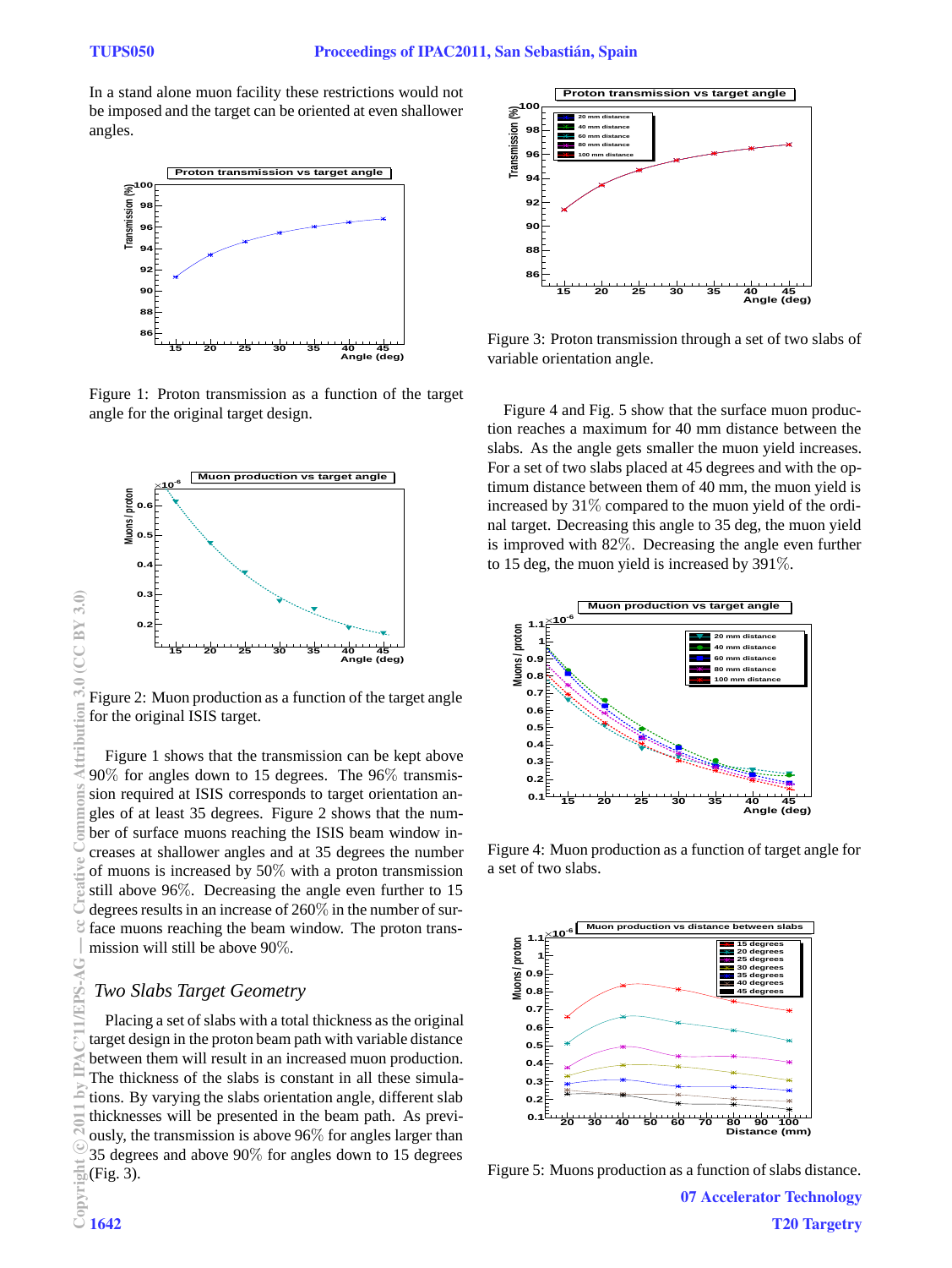In a stand alone muon facility these restrictions would not be imposed and the target can be oriented at even shallower angles.

Figure 1: Proton transmission as a function of the target angle for the original target design.

Figure 2: Muon production as a function of the target angle for the original ISIS target.

Figure 1 shows that the transmission can be kept above 90% for angles down to 15 degrees. The 96% transmission required at ISIS corresponds to target orientation angles of at least 35 degrees. Figure 2 shows that the number of surface muons reaching the ISIS beam window increases at shallower angles and at 35 degrees the number of muons is increased by 50% with a proton transmission still above 96%. Decreasing the angle even further to 15 degrees results in an increase of 260% in the number of surface muons reaching the beam window. The proton transmission will still be above 90%.

### *Two Slabs Target Geometry*

Placing a set of slabs with a total thickness as the original target design in the proton beam path with variable distance between them will result in an increased muon production. The thickness of the slabs is constant in all these simulations. By varying the slabs orientation angle, different slab thicknesses will be presented in the beam path. As previously, the transmission is above 96% for angles larger than 35 degrees and above 90% for angles down to 15 degrees (Fig. 3).

Figure 3: Proton transmission through a set of two slabs of variable orientation angle.

Figure 4 and Fig. 5 show that the surface muon production reaches a maximum for 40 mm distance between the slabs. As the angle gets smaller the muon yield increases. For a set of two slabs placed at 45 degrees and with the optimum distance between them of 40 mm, the muon yield is increased by 31% compared to the muon yield of the ordinal target. Decreasing this angle to 35 deg, the muon yield is improved with 82%. Decreasing the angle even further to 15 deg, the muon yield is increased by 391%.

Figure 4: Muon production as a function of target angle for a set of two slabs.

Figure 5: Muons production as a function of slabs distance.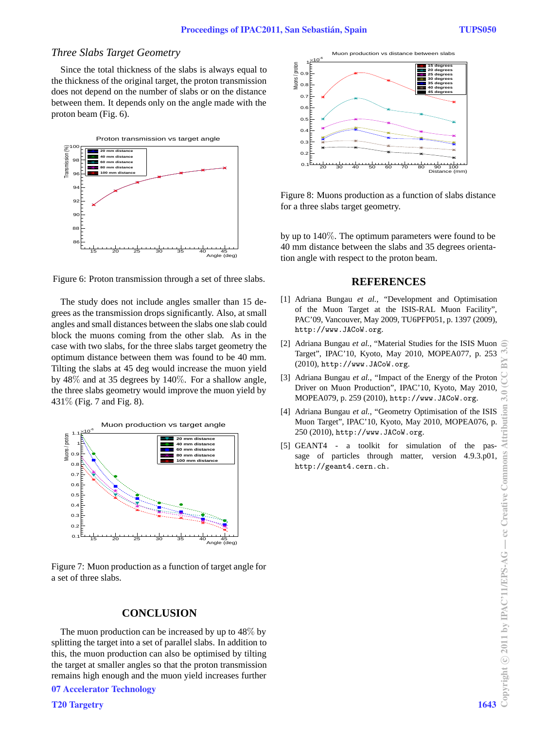### Three Slabs Target Geometry

Since the total thickness of the slabs is always equal to the thickness of the original target, the proton transmission does not depend on the number of slabs or on the distance between them. It depends only on the angle made with the proton beam (Fig. 6).

Proton transmission vs target angle

Transmission (%)

20 mm distance
40 mm distance
60 mm distance
80 mm distance
100 mm distance

86
88
90
92
94
96
98
100

15
20
25
30
35
40
45
Angle (deg)

Figure 6: Proton transmission through a set of three slabs.

The study does not include angles smaller than 15 degrees as the transmission drops significantly. Also, at small angles and small distances between the slabs one slab could block the muons coming from the other slab. As in the case with two slabs, for the three slabs target geometry the optimum distance between them was found to be 40 mm. Tilting the slabs at 45 deg would increase the muon yield by 48% and at 35 degrees by 140%. For a shallow angle, the three slabs geometry would improve the muon yield by 431% (Fig. 7 and Fig. 8).

Muon production vs target angle

Muons / proton

$\times10^{-6}$

20 mm distance
40 mm distance
60 mm distance
80 mm distance
100 mm distance

0.1
0.2
0.3
0.4
0.5
0.6
0.7
0.8
0.9
1
1.1

15
20
25
30
35
40
45
Angle (deg)

Figure 7: Muon production as a function of target angle for a set of three slabs.

## CONCLUSION

The muon production can be increased by up to 48% by splitting the target into a set of parallel slabs. In addition to this, the muon production can also be optimised by tilting the target at smaller angles so that the proton transmission remains high enough and the muon yield increases further

Muon production vs distance between slabs

Muons / proton

$\times10^{-6}$

15 degrees
20 degrees
25 degrees
30 degrees
35 degrees
40 degrees
45 degrees

0.1
0.2
0.3
0.4
0.5
0.6
0.7
0.8
0.9
1

20
30
40
50
60
70
80
90
100
Distance (mm)

Figure 8: Muons production as a function of slabs distance for a three slabs target geometry.

by up to 140%. The optimum parameters were found to be 40 mm distance between the slabs and 35 degrees orientation angle with respect to the proton beam.

## REFERENCES

[1] Adriana Bungau *et al.*, "Development and Optimisation of the Muon Target at the ISIS-RAL Muon Facility", PAC'09, Vancouver, May 2009, TU6PFP051, p. 1397 (2009), http://www.JACoW.org.

[2] Adriana Bungau *et al.*, "Material Studies for the ISIS Muon Target", IPAC'10, Kyoto, May 2010, MOPEA077, p. 253 (2010), http://www.JACoW.org.

[3] Adriana Bungau *et al.*, "Impact of the Energy of the Proton Driver on Muon Production", IPAC'10, Kyoto, May 2010, MOPEA079, p. 259 (2010), http://www.JACoW.org.

[4] Adriana Bungau *et al.*, "Geometry Optimisation of the ISIS Muon Target", IPAC'10, Kyoto, May 2010, MOPEA076, p. 250 (2010), http://www.JACoW.org.

[5] GEANT4 - a toolkit for simulation of the passage of particles through matter, version 4.9.3.p01, http://geant4.cern.ch.